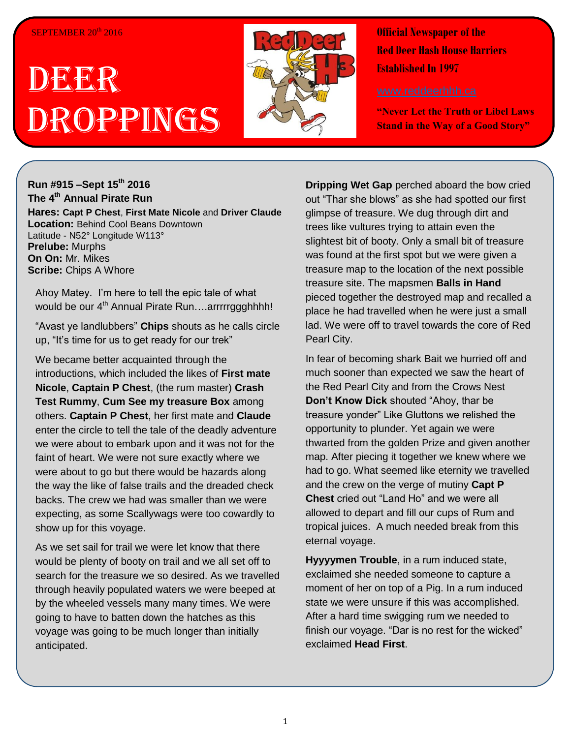SEPTEMBER 20th 2016

# DEER DROPPINGS

**Official Newspaper of the Red Deer Hash House Harriers Established In 1997**

www.reddeerhhh.ca

**"Never Let the Truth or Libel Laws Stand in the Way of a Good Story"**

**Run #915 –Sept 15th 2016**
**The 4th Annual Pirate Run**
**Hares: Capt P Chest**, **First Mate Nicole** and **Driver Claude**
**Location:** Behind Cool Beans Downtown
Latitude - N52° Longitude W113°
**Prelube:** Murphs
**On On:** Mr. Mikes
**Scribe:** Chips A Whore

Ahoy Matey. I'm here to tell the epic tale of what would be our 4th Annual Pirate Run….arrrrrggghhhh!

"Avast ye landlubbers" **Chips** shouts as he calls circle up, "It's time for us to get ready for our trek"

We became better acquainted through the introductions, which included the likes of **First mate Nicole**, **Captain P Chest**, (the rum master) **Crash Test Rummy**, **Cum See my treasure Box** among others. **Captain P Chest**, her first mate and **Claude** enter the circle to tell the tale of the deadly adventure we were about to embark upon and it was not for the faint of heart. We were not sure exactly where we were about to go but there would be hazards along the way the like of false trails and the dreaded check backs. The crew we had was smaller than we were expecting, as some Scallywags were too cowardly to show up for this voyage.

As we set sail for trail we were let know that there would be plenty of booty on trail and we all set off to search for the treasure we so desired. As we travelled through heavily populated waters we were beeped at by the wheeled vessels many many times. We were going to have to batten down the hatches as this voyage was going to be much longer than initially anticipated.

**Dripping Wet Gap** perched aboard the bow cried out "Thar she blows" as she had spotted our first glimpse of treasure. We dug through dirt and trees like vultures trying to attain even the slightest bit of booty. Only a small bit of treasure was found at the first spot but we were given a treasure map to the location of the next possible treasure site. The mapsmen **Balls in Hand** pieced together the destroyed map and recalled a place he had travelled when he were just a small lad. We were off to travel towards the core of Red Pearl City.

In fear of becoming shark Bait we hurried off and much sooner than expected we saw the heart of the Red Pearl City and from the Crows Nest **Don't Know Dick** shouted "Ahoy, thar be treasure yonder" Like Gluttons we relished the opportunity to plunder. Yet again we were thwarted from the golden Prize and given another map. After piecing it together we knew where we had to go. What seemed like eternity we travelled and the crew on the verge of mutiny **Capt P Chest** cried out "Land Ho" and we were all allowed to depart and fill our cups of Rum and tropical juices. A much needed break from this eternal voyage.

**Hyyyymen Trouble**, in a rum induced state, exclaimed she needed someone to capture a moment of her on top of a Pig. In a rum induced state we were unsure if this was accomplished. After a hard time swigging rum we needed to finish our voyage. "Dar is no rest for the wicked" exclaimed **Head First**.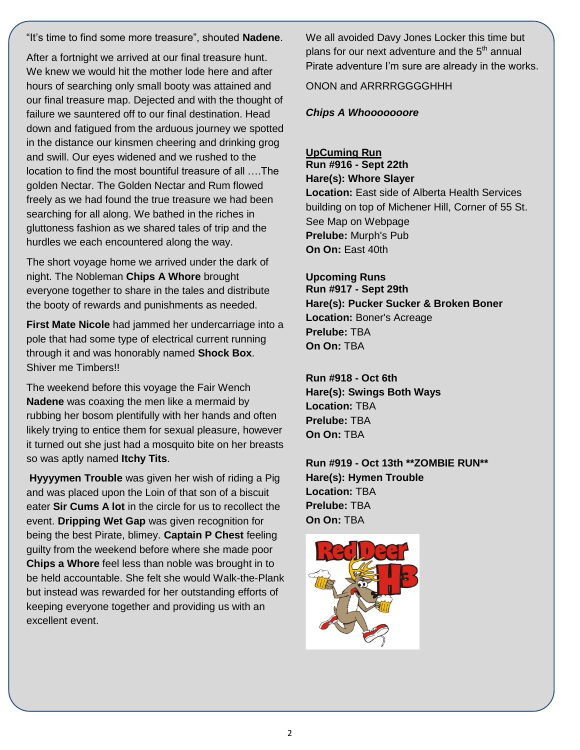"It's time to find some more treasure", shouted **Nadene**.

After a fortnight we arrived at our final treasure hunt. We knew we would hit the mother lode here and after hours of searching only small booty was attained and our final treasure map. Dejected and with the thought of failure we sauntered off to our final destination. Head down and fatigued from the arduous journey we spotted in the distance our kinsmen cheering and drinking grog and swill. Our eyes widened and we rushed to the location to find the most bountiful treasure of all ….The golden Nectar. The Golden Nectar and Rum flowed freely as we had found the true treasure we had been searching for all along. We bathed in the riches in gluttoness fashion as we shared tales of trip and the hurdles we each encountered along the way.

The short voyage home we arrived under the dark of night. The Nobleman **Chips A Whore** brought everyone together to share in the tales and distribute the booty of rewards and punishments as needed.

**First Mate Nicole** had jammed her undercarriage into a pole that had some type of electrical current running through it and was honorably named **Shock Box**. Shiver me Timbers!!

The weekend before this voyage the Fair Wench **Nadene** was coaxing the men like a mermaid by rubbing her bosom plentifully with her hands and often likely trying to entice them for sexual pleasure, however it turned out she just had a mosquito bite on her breasts so was aptly named **Itchy Tits**.

**Hyyyymen Trouble** was given her wish of riding a Pig and was placed upon the Loin of that son of a biscuit eater **Sir Cums A lot** in the circle for us to recollect the event. **Dripping Wet Gap** was given recognition for being the best Pirate, blimey. **Captain P Chest** feeling guilty from the weekend before where she made poor **Chips a Whore** feel less than noble was brought in to be held accountable. She felt she would Walk-the-Plank but instead was rewarded for her outstanding efforts of keeping everyone together and providing us with an excellent event.

We all avoided Davy Jones Locker this time but plans for our next adventure and the 5th annual Pirate adventure I'm sure are already in the works.

ONON and ARRRRGGGGHHH

***Chips A Whooooooore***

**UpCuming Run**

**Run #916 - Sept 22th**
**Hare(s): Whore Slayer**
**Location:** East side of Alberta Health Services building on top of Michener Hill, Corner of 55 St. See Map on Webpage
**Prelube:** Murph's Pub
**On On:** East 40th

**Upcoming Runs**

**Run #917 - Sept 29th**
**Hare(s): Pucker Sucker & Broken Boner**
**Location:** Boner's Acreage
**Prelube:** TBA
**On On:** TBA

**Run #918 - Oct 6th**
**Hare(s): Swings Both Ways**
**Location:** TBA
**Prelube:** TBA
**On On:** TBA

**Run #919 - Oct 13th \*\*ZOMBIE RUN\*\***
**Hare(s): Hymen Trouble**
**Location:** TBA
**Prelube:** TBA
**On On:** TBA